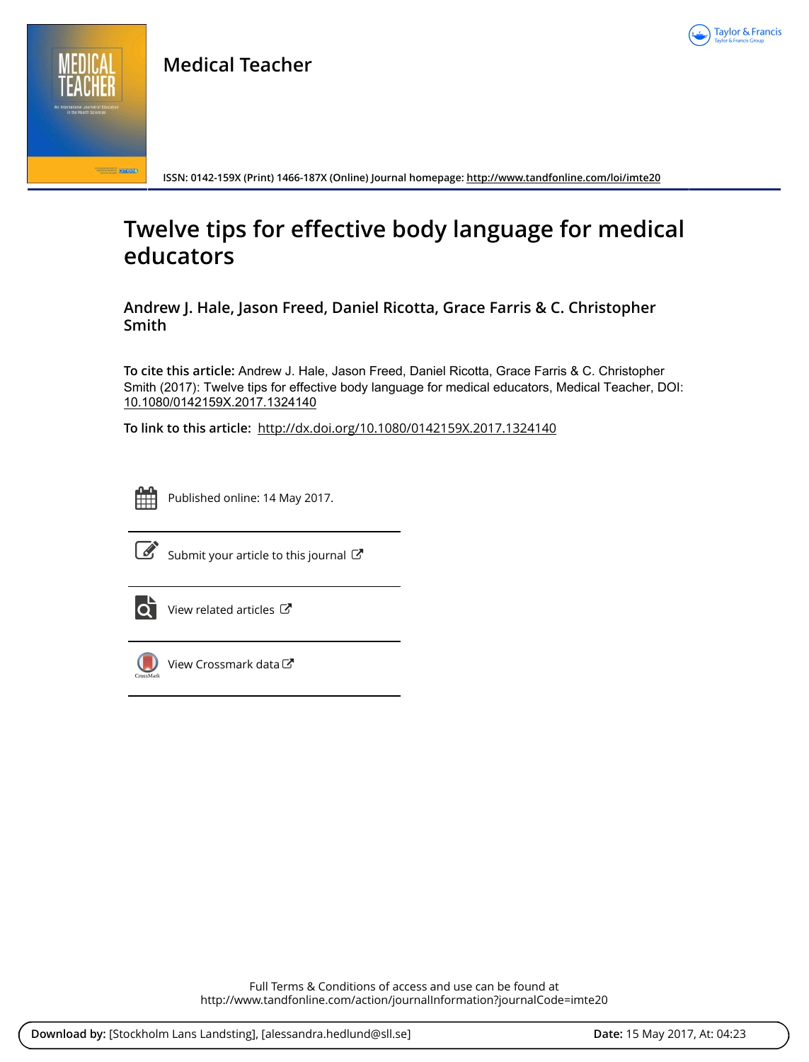# Medical Teacher

ISSN: 0142-159X (Print) 1466-187X (Online) Journal homepage: http://www.tandfonline.com/loi/imte20

# Twelve tips for effective body language for medical educators

**Andrew J. Hale, Jason Freed, Daniel Ricotta, Grace Farris & C. Christopher Smith**

**To cite this article:** Andrew J. Hale, Jason Freed, Daniel Ricotta, Grace Farris & C. Christopher Smith (2017): Twelve tips for effective body language for medical educators, Medical Teacher, DOI: 10.1080/0142159X.2017.1324140

**To link to this article:** http://dx.doi.org/10.1080/0142159X.2017.1324140

Published online: 14 May 2017.

Submit your article to this journal

View related articles

View Crossmark data

Full Terms & Conditions of access and use can be found at
http://www.tandfonline.com/action/journalInformation?journalCode=imte20

**Download by:** [Stockholm Lans Landsting], [alessandra.hedlund@sll.se] **Date:** 15 May 2017, At: 04:23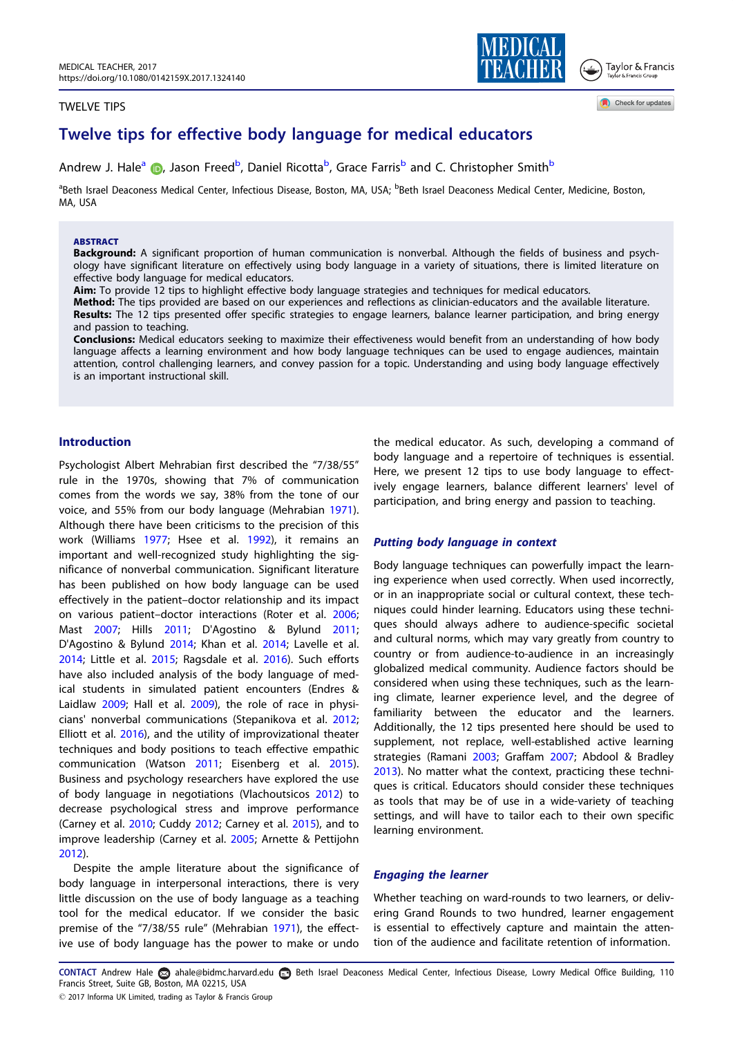TWELVE TIPS

# Twelve tips for effective body language for medical educators

Andrew J. Hale[a], Jason Freed[b], Daniel Ricotta[b], Grace Farris[b] and C. Christopher Smith[b]

[a]Beth Israel Deaconess Medical Center, Infectious Disease, Boston, MA, USA; [b]Beth Israel Deaconess Medical Center, Medicine, Boston, MA, USA

**ABSTRACT**

**Background:** A significant proportion of human communication is nonverbal. Although the fields of business and psychology have significant literature on effectively using body language in a variety of situations, there is limited literature on effective body language for medical educators.

**Aim:** To provide 12 tips to highlight effective body language strategies and techniques for medical educators.

**Method:** The tips provided are based on our experiences and reflections as clinician-educators and the available literature.

**Results:** The 12 tips presented offer specific strategies to engage learners, balance learner participation, and bring energy and passion to teaching.

**Conclusions:** Medical educators seeking to maximize their effectiveness would benefit from an understanding of how body language affects a learning environment and how body language techniques can be used to engage audiences, maintain attention, control challenging learners, and convey passion for a topic. Understanding and using body language effectively is an important instructional skill.

## Introduction

Psychologist Albert Mehrabian first described the "7/38/55" rule in the 1970s, showing that 7% of communication comes from the words we say, 38% from the tone of our voice, and 55% from our body language (Mehrabian 1971). Although there have been criticisms to the precision of this work (Williams 1977; Hsee et al. 1992), it remains an important and well-recognized study highlighting the significance of nonverbal communication. Significant literature has been published on how body language can be used effectively in the patient–doctor relationship and its impact on various patient–doctor interactions (Roter et al. 2006; Mast 2007; Hills 2011; D'Agostino & Bylund 2011; D'Agostino & Bylund 2014; Khan et al. 2014; Lavelle et al. 2014; Little et al. 2015; Ragsdale et al. 2016). Such efforts have also included analysis of the body language of medical students in simulated patient encounters (Endres & Laidlaw 2009; Hall et al. 2009), the role of race in physicians' nonverbal communications (Stepanikova et al. 2012; Elliott et al. 2016), and the utility of improvizational theater techniques and body positions to teach effective empathic communication (Watson 2011; Eisenberg et al. 2015). Business and psychology researchers have explored the use of body language in negotiations (Vlachoutsicos 2012) to decrease psychological stress and improve performance (Carney et al. 2010; Cuddy 2012; Carney et al. 2015), and to improve leadership (Carney et al. 2005; Arnette & Pettijohn 2012).

Despite the ample literature about the significance of body language in interpersonal interactions, there is very little discussion on the use of body language as a teaching tool for the medical educator. If we consider the basic premise of the "7/38/55 rule" (Mehrabian 1971), the effective use of body language has the power to make or undo the medical educator. As such, developing a command of body language and a repertoire of techniques is essential. Here, we present 12 tips to use body language to effectively engage learners, balance different learners' level of participation, and bring energy and passion to teaching.

### *Putting body language in context*

Body language techniques can powerfully impact the learning experience when used correctly. When used incorrectly, or in an inappropriate social or cultural context, these techniques could hinder learning. Educators using these techniques should always adhere to audience-specific societal and cultural norms, which may vary greatly from country to country or from audience-to-audience in an increasingly globalized medical community. Audience factors should be considered when using these techniques, such as the learning climate, learner experience level, and the degree of familiarity between the educator and the learners. Additionally, the 12 tips presented here should be used to supplement, not replace, well-established active learning strategies (Ramani 2003; Graffam 2007; Abdool & Bradley 2013). No matter what the context, practicing these techniques is critical. Educators should consider these techniques as tools that may be of use in a wide-variety of teaching settings, and will have to tailor each to their own specific learning environment.

### *Engaging the learner*

Whether teaching on ward-rounds to two learners, or delivering Grand Rounds to two hundred, learner engagement is essential to effectively capture and maintain the attention of the audience and facilitate retention of information.

CONTACT Andrew Hale ahale@bidmc.harvard.edu Beth Israel Deaconess Medical Center, Infectious Disease, Lowry Medical Office Building, 110 Francis Street, Suite GB, Boston, MA 02215, USA

© 2017 Informa UK Limited, trading as Taylor & Francis Group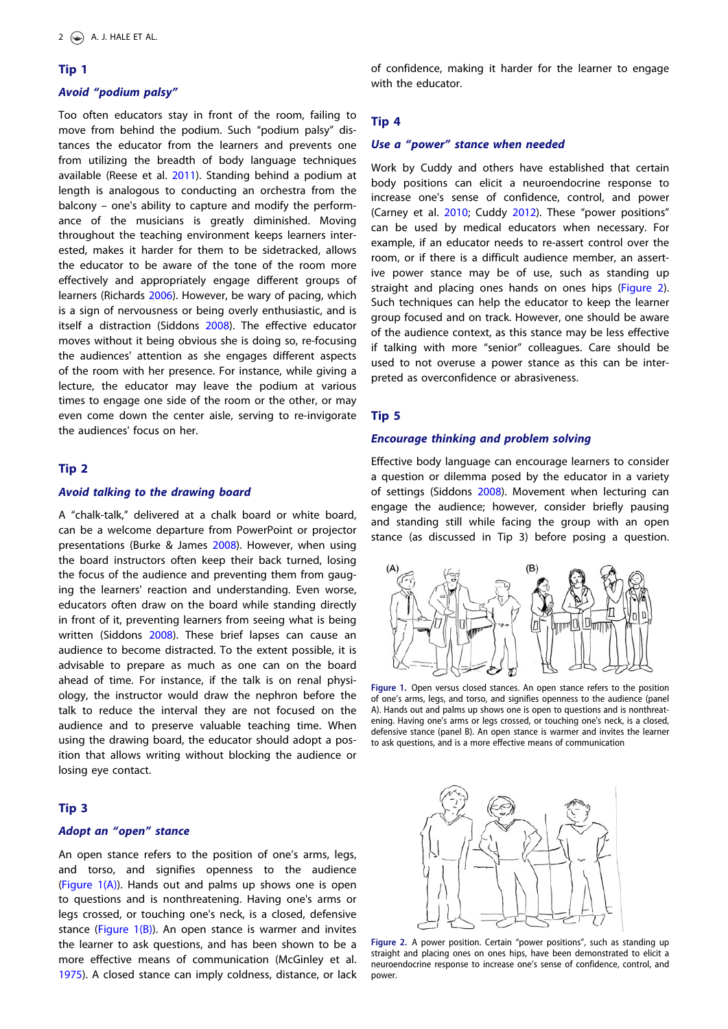## Tip 1

### *Avoid "podium palsy"*

Too often educators stay in front of the room, failing to move from behind the podium. Such "podium palsy" distances the educator from the learners and prevents one from utilizing the breadth of body language techniques available (Reese et al. 2011). Standing behind a podium at length is analogous to conducting an orchestra from the balcony – one's ability to capture and modify the performance of the musicians is greatly diminished. Moving throughout the teaching environment keeps learners interested, makes it harder for them to be sidetracked, allows the educator to be aware of the tone of the room more effectively and appropriately engage different groups of learners (Richards 2006). However, be wary of pacing, which is a sign of nervousness or being overly enthusiastic, and is itself a distraction (Siddons 2008). The effective educator moves without it being obvious she is doing so, re-focusing the audiences' attention as she engages different aspects of the room with her presence. For instance, while giving a lecture, the educator may leave the podium at various times to engage one side of the room or the other, or may even come down the center aisle, serving to re-invigorate the audiences' focus on her.

## Tip 2

### *Avoid talking to the drawing board*

A "chalk-talk," delivered at a chalk board or white board, can be a welcome departure from PowerPoint or projector presentations (Burke & James 2008). However, when using the board instructors often keep their back turned, losing the focus of the audience and preventing them from gauging the learners' reaction and understanding. Even worse, educators often draw on the board while standing directly in front of it, preventing learners from seeing what is being written (Siddons 2008). These brief lapses can cause an audience to become distracted. To the extent possible, it is advisable to prepare as much as one can on the board ahead of time. For instance, if the talk is on renal physiology, the instructor would draw the nephron before the talk to reduce the interval they are not focused on the audience and to preserve valuable teaching time. When using the drawing board, the educator should adopt a position that allows writing without blocking the audience or losing eye contact.

## Tip 3

### *Adopt an "open" stance*

An open stance refers to the position of one's arms, legs, and torso, and signifies openness to the audience (Figure 1(A)). Hands out and palms up shows one is open to questions and is nonthreatening. Having one's arms or legs crossed, or touching one's neck, is a closed, defensive stance (Figure 1(B)). An open stance is warmer and invites the learner to ask questions, and has been shown to be a more effective means of communication (McGinley et al. 1975). A closed stance can imply coldness, distance, or lack of confidence, making it harder for the learner to engage with the educator.

## Tip 4

### *Use a "power" stance when needed*

Work by Cuddy and others have established that certain body positions can elicit a neuroendocrine response to increase one's sense of confidence, control, and power (Carney et al. 2010; Cuddy 2012). These "power positions" can be used by medical educators when necessary. For example, if an educator needs to re-assert control over the room, or if there is a difficult audience member, an assertive power stance may be of use, such as standing up straight and placing ones hands on ones hips (Figure 2). Such techniques can help the educator to keep the learner group focused and on track. However, one should be aware of the audience context, as this stance may be less effective if talking with more "senior" colleagues. Care should be used to not overuse a power stance as this can be interpreted as overconfidence or abrasiveness.

## Tip 5

### *Encourage thinking and problem solving*

Effective body language can encourage learners to consider a question or dilemma posed by the educator in a variety of settings (Siddons 2008). Movement when lecturing can engage the audience; however, consider briefly pausing and standing still while facing the group with an open stance (as discussed in Tip 3) before posing a question.

**Figure 1.** Open versus closed stances. An open stance refers to the position of one's arms, legs, and torso, and signifies openness to the audience (panel A). Hands out and palms up shows one is open to questions and is nonthreatening. Having one's arms or legs crossed, or touching one's neck, is a closed, defensive stance (panel B). An open stance is warmer and invites the learner to ask questions, and is a more effective means of communication

**Figure 2.** A power position. Certain "power positions", such as standing up straight and placing ones on ones hips, have been demonstrated to elicit a neuroendocrine response to increase one's sense of confidence, control, and power.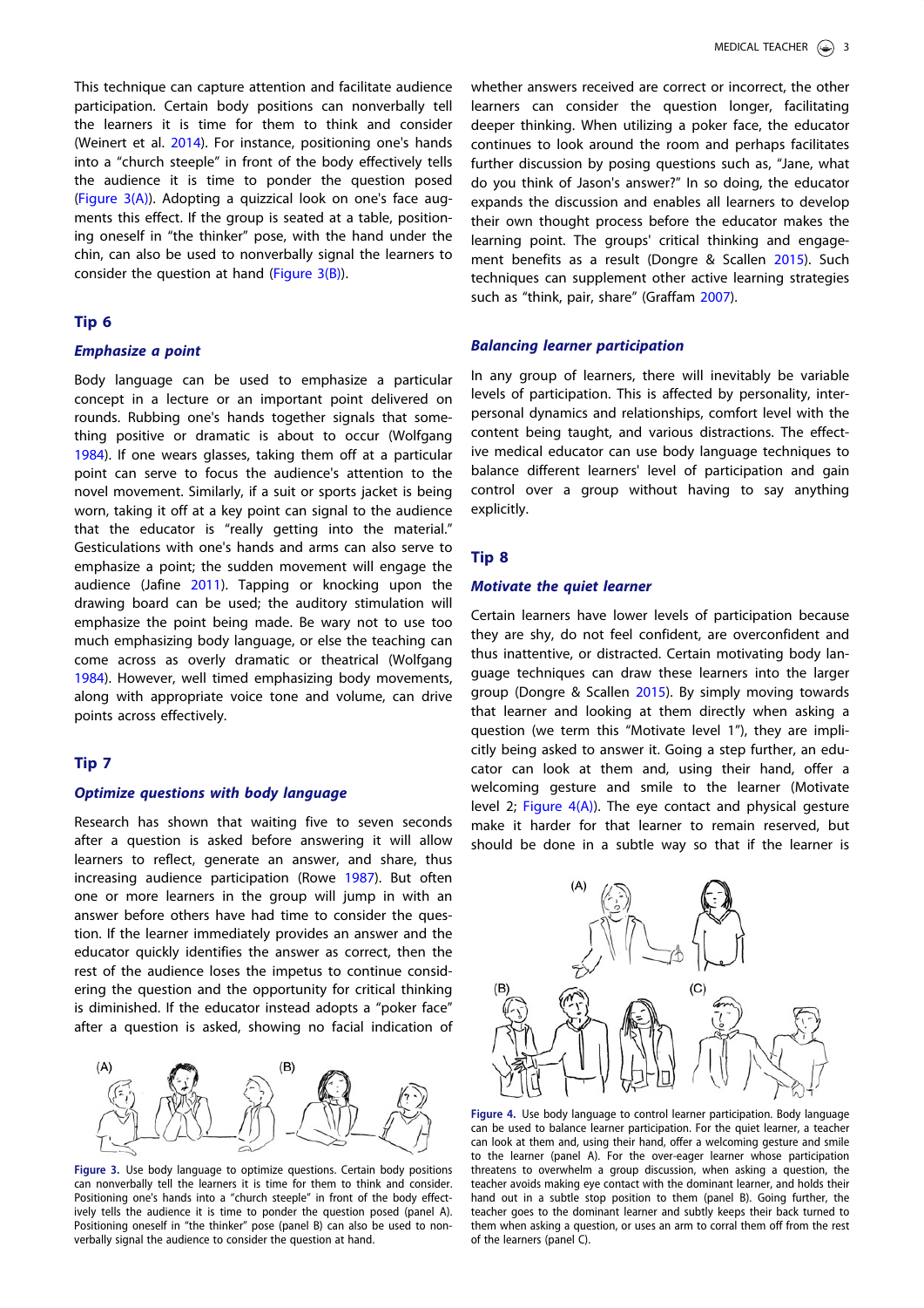This technique can capture attention and facilitate audience participation. Certain body positions can nonverbally tell the learners it is time for them to think and consider (Weinert et al. 2014). For instance, positioning one's hands into a "church steeple" in front of the body effectively tells the audience it is time to ponder the question posed (Figure 3(A)). Adopting a quizzical look on one's face augments this effect. If the group is seated at a table, positioning oneself in "the thinker" pose, with the hand under the chin, can also be used to nonverbally signal the learners to consider the question at hand (Figure 3(B)).

## Tip 6

### *Emphasize a point*

Body language can be used to emphasize a particular concept in a lecture or an important point delivered on rounds. Rubbing one's hands together signals that something positive or dramatic is about to occur (Wolfgang 1984). If one wears glasses, taking them off at a particular point can serve to focus the audience's attention to the novel movement. Similarly, if a suit or sports jacket is being worn, taking it off at a key point can signal to the audience that the educator is "really getting into the material." Gesticulations with one's hands and arms can also serve to emphasize a point; the sudden movement will engage the audience (Jafine 2011). Tapping or knocking upon the drawing board can be used; the auditory stimulation will emphasize the point being made. Be wary not to use too much emphasizing body language, or else the teaching can come across as overly dramatic or theatrical (Wolfgang 1984). However, well timed emphasizing body movements, along with appropriate voice tone and volume, can drive points across effectively.

## Tip 7

### *Optimize questions with body language*

Research has shown that waiting five to seven seconds after a question is asked before answering it will allow learners to reflect, generate an answer, and share, thus increasing audience participation (Rowe 1987). But often one or more learners in the group will jump in with an answer before others have had time to consider the question. If the learner immediately provides an answer and the educator quickly identifies the answer as correct, then the rest of the audience loses the impetus to continue considering the question and the opportunity for critical thinking is diminished. If the educator instead adopts a "poker face" after a question is asked, showing no facial indication of whether answers received are correct or incorrect, the other learners can consider the question longer, facilitating deeper thinking. When utilizing a poker face, the educator continues to look around the room and perhaps facilitates further discussion by posing questions such as, "Jane, what do you think of Jason's answer?" In so doing, the educator expands the discussion and enables all learners to develop their own thought process before the educator makes the learning point. The groups' critical thinking and engagement benefits as a result (Dongre & Scallen 2015). Such techniques can supplement other active learning strategies such as "think, pair, share" (Graffam 2007).

Figure 3. Use body language to optimize questions. Certain body positions can nonverbally tell the learners it is time for them to think and consider. Positioning one's hands into a "church steeple" in front of the body effectively tells the audience it is time to ponder the question posed (panel A). Positioning oneself in "the thinker" pose (panel B) can also be used to nonverbally signal the audience to consider the question at hand.

### *Balancing learner participation*

In any group of learners, there will inevitably be variable levels of participation. This is affected by personality, interpersonal dynamics and relationships, comfort level with the content being taught, and various distractions. The effective medical educator can use body language techniques to balance different learners' level of participation and gain control over a group without having to say anything explicitly.

## Tip 8

### *Motivate the quiet learner*

Certain learners have lower levels of participation because they are shy, do not feel confident, are overconfident and thus inattentive, or distracted. Certain motivating body language techniques can draw these learners into the larger group (Dongre & Scallen 2015). By simply moving towards that learner and looking at them directly when asking a question (we term this "Motivate level 1"), they are implicitly being asked to answer it. Going a step further, an educator can look at them and, using their hand, offer a welcoming gesture and smile to the learner (Motivate level 2; Figure 4(A)). The eye contact and physical gesture make it harder for that learner to remain reserved, but should be done in a subtle way so that if the learner is

Figure 4. Use body language to control learner participation. Body language can be used to balance learner participation. For the quiet learner, a teacher can look at them and, using their hand, offer a welcoming gesture and smile to the learner (panel A). For the over-eager learner whose participation threatens to overwhelm a group discussion, when asking a question, the teacher avoids making eye contact with the dominant learner, and holds their hand out in a subtle stop position to them (panel B). Going further, the teacher goes to the dominant learner and subtly keeps their back turned to them when asking a question, or uses an arm to corral them off from the rest of the learners (panel C).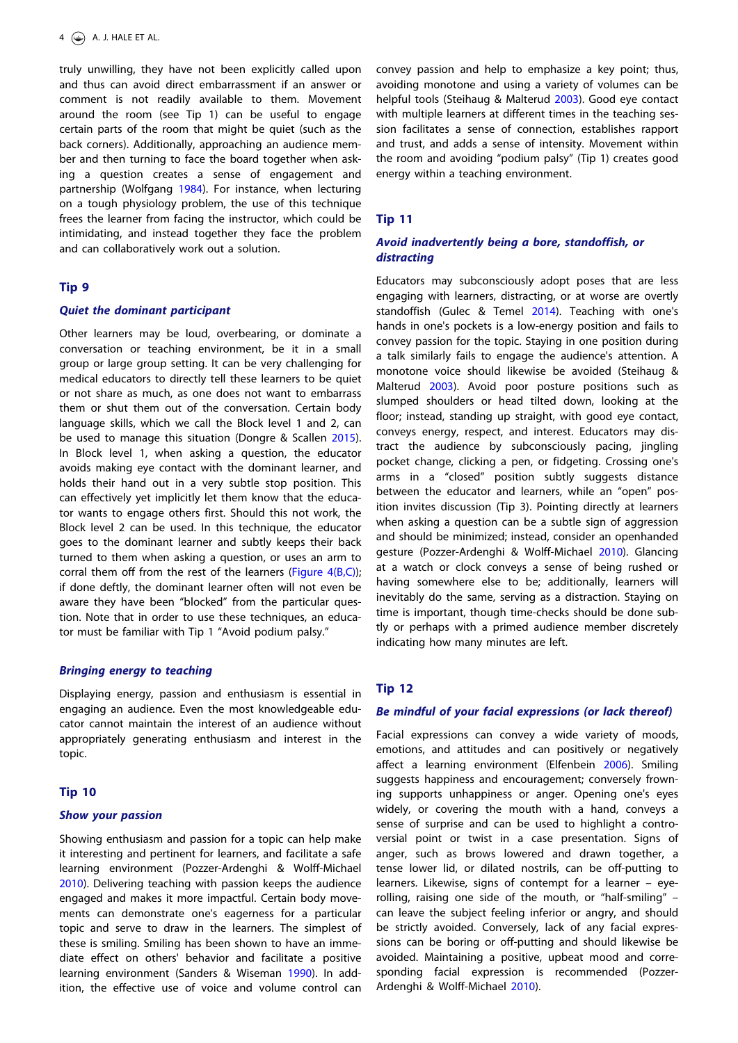truly unwilling, they have not been explicitly called upon and thus can avoid direct embarrassment if an answer or comment is not readily available to them. Movement around the room (see Tip 1) can be useful to engage certain parts of the room that might be quiet (such as the back corners). Additionally, approaching an audience member and then turning to face the board together when asking a question creates a sense of engagement and partnership (Wolfgang 1984). For instance, when lecturing on a tough physiology problem, the use of this technique frees the learner from facing the instructor, which could be intimidating, and instead together they face the problem and can collaboratively work out a solution.

### Tip 9

#### *Quiet the dominant participant*

Other learners may be loud, overbearing, or dominate a conversation or teaching environment, be it in a small group or large group setting. It can be very challenging for medical educators to directly tell these learners to be quiet or not share as much, as one does not want to embarrass them or shut them out of the conversation. Certain body language skills, which we call the Block level 1 and 2, can be used to manage this situation (Dongre & Scallen 2015). In Block level 1, when asking a question, the educator avoids making eye contact with the dominant learner, and holds their hand out in a very subtle stop position. This can effectively yet implicitly let them know that the educator wants to engage others first. Should this not work, the Block level 2 can be used. In this technique, the educator goes to the dominant learner and subtly keeps their back turned to them when asking a question, or uses an arm to corral them off from the rest of the learners (Figure 4(B,C)); if done deftly, the dominant learner often will not even be aware they have been "blocked" from the particular question. Note that in order to use these techniques, an educator must be familiar with Tip 1 "Avoid podium palsy."

#### *Bringing energy to teaching*

Displaying energy, passion and enthusiasm is essential in engaging an audience. Even the most knowledgeable educator cannot maintain the interest of an audience without appropriately generating enthusiasm and interest in the topic.

### Tip 10

#### *Show your passion*

Showing enthusiasm and passion for a topic can help make it interesting and pertinent for learners, and facilitate a safe learning environment (Pozzer-Ardenghi & Wolff-Michael 2010). Delivering teaching with passion keeps the audience engaged and makes it more impactful. Certain body movements can demonstrate one's eagerness for a particular topic and serve to draw in the learners. The simplest of these is smiling. Smiling has been shown to have an immediate effect on others' behavior and facilitate a positive learning environment (Sanders & Wiseman 1990). In addition, the effective use of voice and volume control can convey passion and help to emphasize a key point; thus, avoiding monotone and using a variety of volumes can be helpful tools (Steihaug & Malterud 2003). Good eye contact with multiple learners at different times in the teaching session facilitates a sense of connection, establishes rapport and trust, and adds a sense of intensity. Movement within the room and avoiding "podium palsy" (Tip 1) creates good energy within a teaching environment.

### Tip 11

#### *Avoid inadvertently being a bore, standoffish, or distracting*

Educators may subconsciously adopt poses that are less engaging with learners, distracting, or at worse are overtly standoffish (Gulec & Temel 2014). Teaching with one's hands in one's pockets is a low-energy position and fails to convey passion for the topic. Staying in one position during a talk similarly fails to engage the audience's attention. A monotone voice should likewise be avoided (Steihaug & Malterud 2003). Avoid poor posture positions such as slumped shoulders or head tilted down, looking at the floor; instead, standing up straight, with good eye contact, conveys energy, respect, and interest. Educators may distract the audience by subconsciously pacing, jingling pocket change, clicking a pen, or fidgeting. Crossing one's arms in a "closed" position subtly suggests distance between the educator and learners, while an "open" position invites discussion (Tip 3). Pointing directly at learners when asking a question can be a subtle sign of aggression and should be minimized; instead, consider an openhanded gesture (Pozzer-Ardenghi & Wolff-Michael 2010). Glancing at a watch or clock conveys a sense of being rushed or having somewhere else to be; additionally, learners will inevitably do the same, serving as a distraction. Staying on time is important, though time-checks should be done subtly or perhaps with a primed audience member discretely indicating how many minutes are left.

### Tip 12

#### *Be mindful of your facial expressions (or lack thereof)*

Facial expressions can convey a wide variety of moods, emotions, and attitudes and can positively or negatively affect a learning environment (Elfenbein 2006). Smiling suggests happiness and encouragement; conversely frowning supports unhappiness or anger. Opening one's eyes widely, or covering the mouth with a hand, conveys a sense of surprise and can be used to highlight a controversial point or twist in a case presentation. Signs of anger, such as brows lowered and drawn together, a tense lower lid, or dilated nostrils, can be off-putting to learners. Likewise, signs of contempt for a learner – eye-rolling, raising one side of the mouth, or "half-smiling" – can leave the subject feeling inferior or angry, and should be strictly avoided. Conversely, lack of any facial expressions can be boring or off-putting and should likewise be avoided. Maintaining a positive, upbeat mood and corresponding facial expression is recommended (Pozzer-Ardenghi & Wolff-Michael 2010).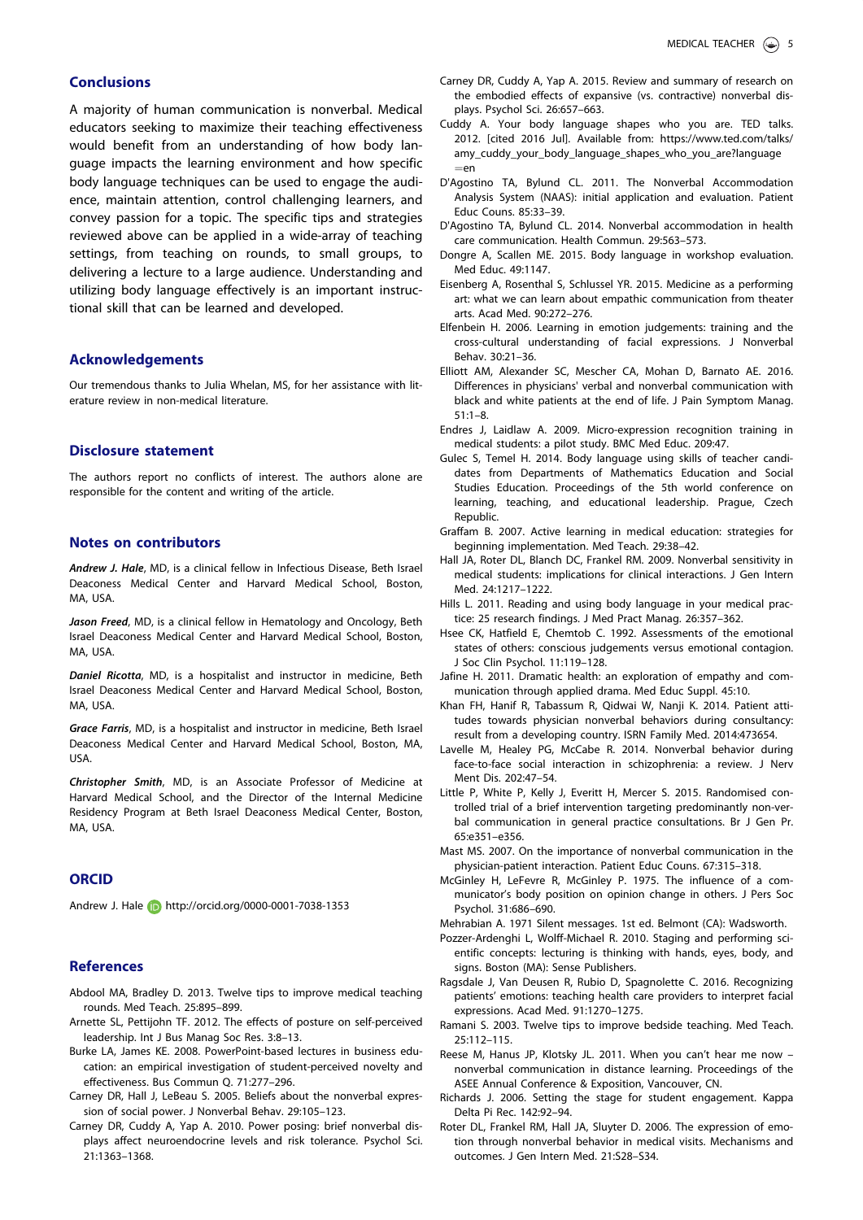## Conclusions

A majority of human communication is nonverbal. Medical educators seeking to maximize their teaching effectiveness would benefit from an understanding of how body language impacts the learning environment and how specific body language techniques can be used to engage the audience, maintain attention, control challenging learners, and convey passion for a topic. The specific tips and strategies reviewed above can be applied in a wide-array of teaching settings, from teaching on rounds, to small groups, to delivering a lecture to a large audience. Understanding and utilizing body language effectively is an important instructional skill that can be learned and developed.

## Acknowledgements

Our tremendous thanks to Julia Whelan, MS, for her assistance with literature review in non-medical literature.

## Disclosure statement

The authors report no conflicts of interest. The authors alone are responsible for the content and writing of the article.

## Notes on contributors

***Andrew J. Hale***, MD, is a clinical fellow in Infectious Disease, Beth Israel Deaconess Medical Center and Harvard Medical School, Boston, MA, USA.

***Jason Freed***, MD, is a clinical fellow in Hematology and Oncology, Beth Israel Deaconess Medical Center and Harvard Medical School, Boston, MA, USA.

***Daniel Ricotta***, MD, is a hospitalist and instructor in medicine, Beth Israel Deaconess Medical Center and Harvard Medical School, Boston, MA, USA.

***Grace Farris***, MD, is a hospitalist and instructor in medicine, Beth Israel Deaconess Medical Center and Harvard Medical School, Boston, MA, USA.

***Christopher Smith***, MD, is an Associate Professor of Medicine at Harvard Medical School, and the Director of the Internal Medicine Residency Program at Beth Israel Deaconess Medical Center, Boston, MA, USA.

## ORCID

Andrew J. Hale http://orcid.org/0000-0001-7038-1353

## References

Abdool MA, Bradley D. 2013. Twelve tips to improve medical teaching rounds. Med Teach. 25:895–899.

Arnette SL, Pettijohn TF. 2012. The effects of posture on self-perceived leadership. Int J Bus Manag Soc Res. 3:8–13.

Burke LA, James KE. 2008. PowerPoint-based lectures in business education: an empirical investigation of student-perceived novelty and effectiveness. Bus Commun Q. 71:277–296.

Carney DR, Hall J, LeBeau S. 2005. Beliefs about the nonverbal expression of social power. J Nonverbal Behav. 29:105–123.

Carney DR, Cuddy A, Yap A. 2010. Power posing: brief nonverbal displays affect neuroendocrine levels and risk tolerance. Psychol Sci. 21:1363–1368.

Carney DR, Cuddy A, Yap A. 2015. Review and summary of research on the embodied effects of expansive (vs. contractive) nonverbal displays. Psychol Sci. 26:657–663.

Cuddy A. Your body language shapes who you are. TED talks. 2012. [cited 2016 Jul]. Available from: https://www.ted.com/talks/amy_cuddy_your_body_language_shapes_who_you_are?language=en

D'Agostino TA, Bylund CL. 2011. The Nonverbal Accommodation Analysis System (NAAS): initial application and evaluation. Patient Educ Couns. 85:33–39.

D'Agostino TA, Bylund CL. 2014. Nonverbal accommodation in health care communication. Health Commun. 29:563–573.

Dongre A, Scallen ME. 2015. Body language in workshop evaluation. Med Educ. 49:1147.

Eisenberg A, Rosenthal S, Schlussel YR. 2015. Medicine as a performing art: what we can learn about empathic communication from theater arts. Acad Med. 90:272–276.

Elfenbein H. 2006. Learning in emotion judgements: training and the cross-cultural understanding of facial expressions. J Nonverbal Behav. 30:21–36.

Elliott AM, Alexander SC, Mescher CA, Mohan D, Barnato AE. 2016. Differences in physicians' verbal and nonverbal communication with black and white patients at the end of life. J Pain Symptom Manag. 51:1–8.

Endres J, Laidlaw A. 2009. Micro-expression recognition training in medical students: a pilot study. BMC Med Educ. 209:47.

Gulec S, Temel H. 2014. Body language using skills of teacher candidates from Departments of Mathematics Education and Social Studies Education. Proceedings of the 5th world conference on learning, teaching, and educational leadership. Prague, Czech Republic.

Graffam B. 2007. Active learning in medical education: strategies for beginning implementation. Med Teach. 29:38–42.

Hall JA, Roter DL, Blanch DC, Frankel RM. 2009. Nonverbal sensitivity in medical students: implications for clinical interactions. J Gen Intern Med. 24:1217–1222.

Hills L. 2011. Reading and using body language in your medical practice: 25 research findings. J Med Pract Manag. 26:357–362.

Hsee CK, Hatfield E, Chemtob C. 1992. Assessments of the emotional states of others: conscious judgements versus emotional contagion. J Soc Clin Psychol. 11:119–128.

Jafine H. 2011. Dramatic health: an exploration of empathy and communication through applied drama. Med Educ Suppl. 45:10.

Khan FH, Hanif R, Tabassum R, Qidwai W, Nanji K. 2014. Patient attitudes towards physician nonverbal behaviors during consultancy: result from a developing country. ISRN Family Med. 2014:473654.

Lavelle M, Healey PG, McCabe R. 2014. Nonverbal behavior during face-to-face social interaction in schizophrenia: a review. J Nerv Ment Dis. 202:47–54.

Little P, White P, Kelly J, Everitt H, Mercer S. 2015. Randomised controlled trial of a brief intervention targeting predominantly non-verbal communication in general practice consultations. Br J Gen Pr. 65:e351–e356.

Mast MS. 2007. On the importance of nonverbal communication in the physician-patient interaction. Patient Educ Couns. 67:315–318.

McGinley H, LeFevre R, McGinley P. 1975. The influence of a communicator's body position on opinion change in others. J Pers Soc Psychol. 31:686–690.

Mehrabian A. 1971 Silent messages. 1st ed. Belmont (CA): Wadsworth.

Pozzer-Ardenghi L, Wolff-Michael R. 2010. Staging and performing scientific concepts: lecturing is thinking with hands, eyes, body, and signs. Boston (MA): Sense Publishers.

Ragsdale J, Van Deusen R, Rubio D, Spagnolette C. 2016. Recognizing patients' emotions: teaching health care providers to interpret facial expressions. Acad Med. 91:1270–1275.

Ramani S. 2003. Twelve tips to improve bedside teaching. Med Teach. 25:112–115.

Reese M, Hanus JP, Klotsky JL. 2011. When you can't hear me now – nonverbal communication in distance learning. Proceedings of the ASEE Annual Conference & Exposition, Vancouver, CN.

Richards J. 2006. Setting the stage for student engagement. Kappa Delta Pi Rec. 142:92–94.

Roter DL, Frankel RM, Hall JA, Sluyter D. 2006. The expression of emotion through nonverbal behavior in medical visits. Mechanisms and outcomes. J Gen Intern Med. 21:S28–S34.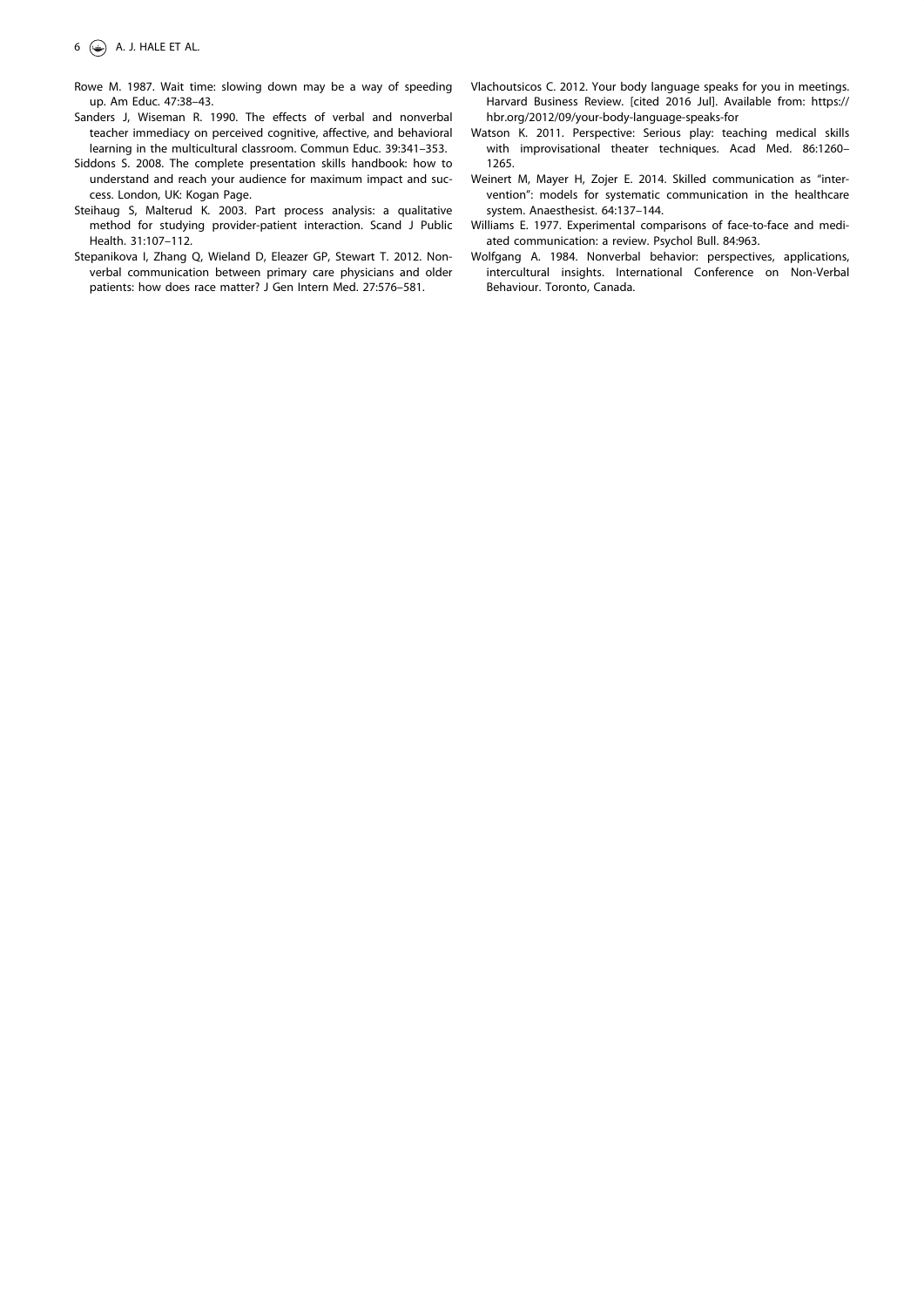Rowe M. 1987. Wait time: slowing down may be a way of speeding up. Am Educ. 47:38–43.

Sanders J, Wiseman R. 1990. The effects of verbal and nonverbal teacher immediacy on perceived cognitive, affective, and behavioral learning in the multicultural classroom. Commun Educ. 39:341–353.

Siddons S. 2008. The complete presentation skills handbook: how to understand and reach your audience for maximum impact and success. London, UK: Kogan Page.

Steihaug S, Malterud K. 2003. Part process analysis: a qualitative method for studying provider-patient interaction. Scand J Public Health. 31:107–112.

Stepanikova I, Zhang Q, Wieland D, Eleazer GP, Stewart T. 2012. Nonverbal communication between primary care physicians and older patients: how does race matter? J Gen Intern Med. 27:576–581.

Vlachoutsicos C. 2012. Your body language speaks for you in meetings. Harvard Business Review. [cited 2016 Jul]. Available from: https://hbr.org/2012/09/your-body-language-speaks-for

Watson K. 2011. Perspective: Serious play: teaching medical skills with improvisational theater techniques. Acad Med. 86:1260–1265.

Weinert M, Mayer H, Zojer E. 2014. Skilled communication as "intervention": models for systematic communication in the healthcare system. Anaesthesist. 64:137–144.

Williams E. 1977. Experimental comparisons of face-to-face and mediated communication: a review. Psychol Bull. 84:963.

Wolfgang A. 1984. Nonverbal behavior: perspectives, applications, intercultural insights. International Conference on Non-Verbal Behaviour. Toronto, Canada.